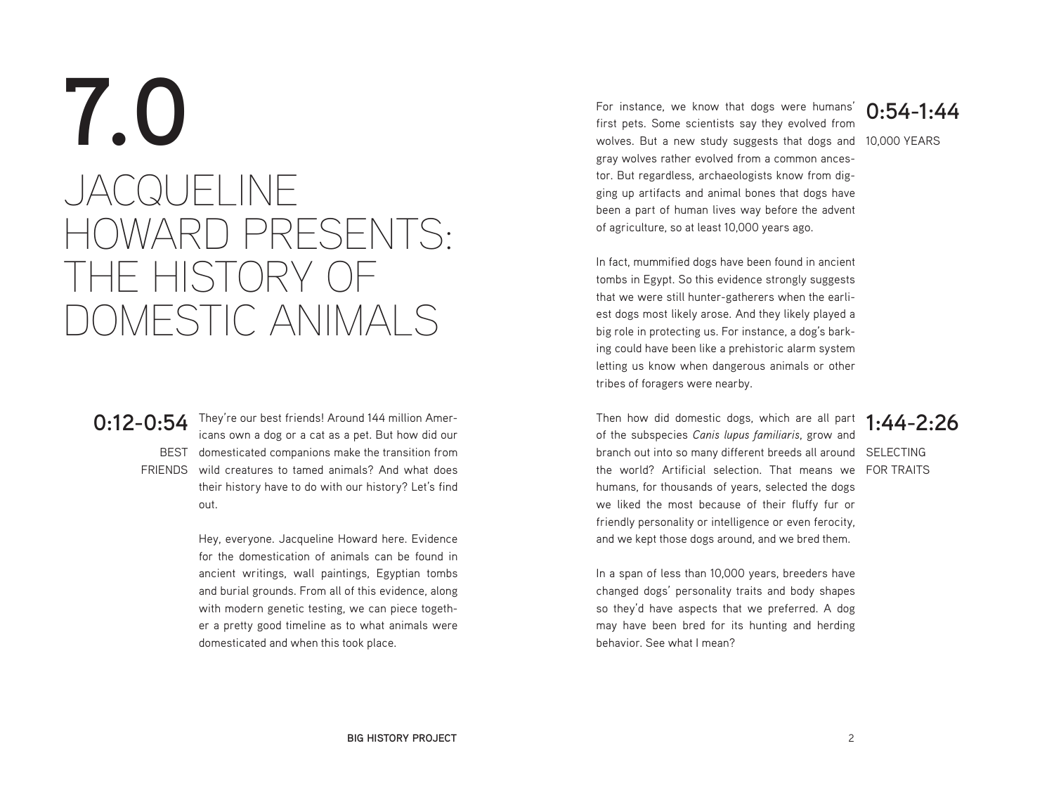# 7.0

# JACQUELINE HOWARD PRESENTS: THE HISTORY OF DOMESTIC ANIMALS

### 0:12-0:54

BEST FRIENDS

They're our best friends! Around 144 million Americans own a dog or a cat as a pet. But how did our domesticated companions make the transition from wild creatures to tamed animals? And what does their history have to do with our history? Let's find out.

Hey, everyone. Jacqueline Howard here. Evidence for the domestication of animals can be found in ancient writings, wall paintings, Egyptian tombs and burial grounds. From all of this evidence, along with modern genetic testing, we can piece together a pretty good timeline as to what animals were domesticated and when this took place.

### 0:54-1:44

10,000 YEARS

For instance, we know that dogs were humans' first pets. Some scientists say they evolved from wolves. But a new study suggests that dogs and gray wolves rather evolved from a common ancestor. But regardless, archaeologists know from digging up artifacts and animal bones that dogs have been a part of human lives way before the advent of agriculture, so at least 10,000 years ago.

In fact, mummified dogs have been found in ancient tombs in Egypt. So this evidence strongly suggests that we were still hunter-gatherers when the earliest dogs most likely arose. And they likely played a big role in protecting us. For instance, a dog's barking could have been like a prehistoric alarm system letting us know when dangerous animals or other tribes of foragers were nearby.

### 1:44-2:26

SELECTING FOR TRAITS

Then how did domestic dogs, which are all part of the subspecies *Canis lupus familiaris*, grow and branch out into so many different breeds all around the world? Artificial selection. That means we humans, for thousands of years, selected the dogs we liked the most because of their fluffy fur or friendly personality or intelligence or even ferocity, and we kept those dogs around, and we bred them.

In a span of less than 10,000 years, breeders have changed dogs' personality traits and body shapes so they'd have aspects that we preferred. A dog may have been bred for its hunting and herding behavior. See what I mean?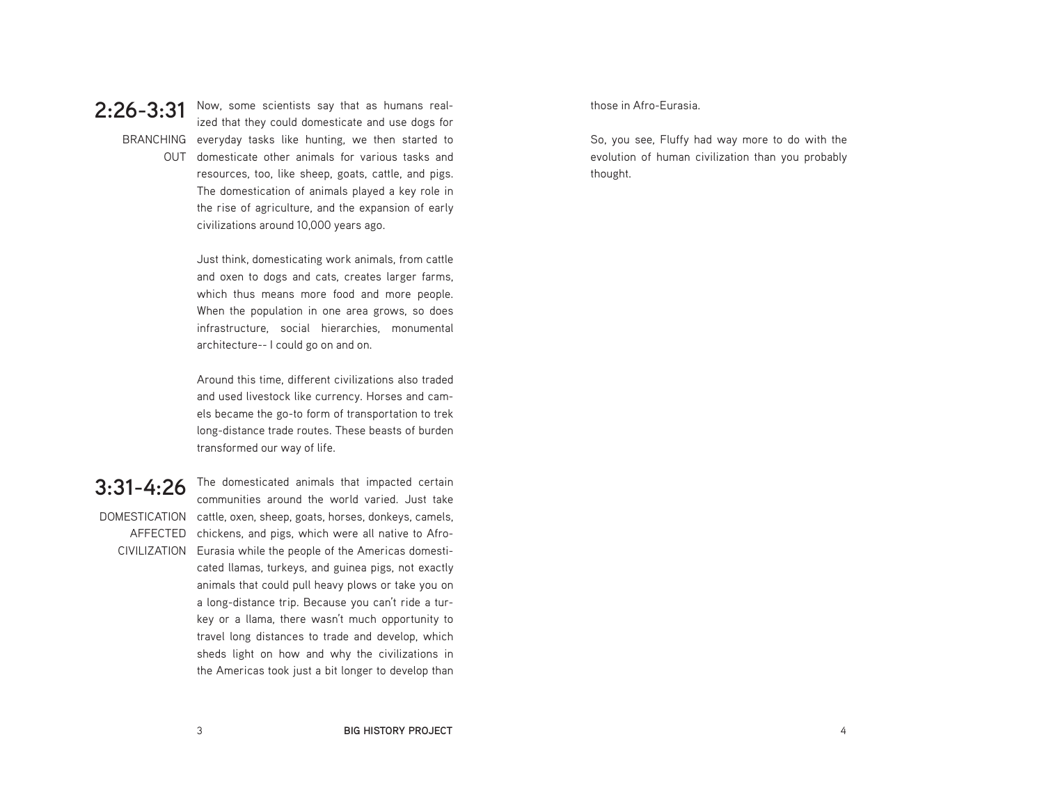## 2:26-3:31

BRANCHING OUT

Now, some scientists say that as humans realized that they could domesticate and use dogs for everyday tasks like hunting, we then started to domesticate other animals for various tasks and resources, too, like sheep, goats, cattle, and pigs. The domestication of animals played a key role in the rise of agriculture, and the expansion of early civilizations around 10,000 years ago.

Just think, domesticating work animals, from cattle and oxen to dogs and cats, creates larger farms, which thus means more food and more people. When the population in one area grows, so does infrastructure, social hierarchies, monumental architecture-- I could go on and on.

Around this time, different civilizations also traded and used livestock like currency. Horses and camels became the go-to form of transportation to trek long-distance trade routes. These beasts of burden transformed our way of life.

## 3:31-4:26

DOMESTICATION AFFECTED CIVILIZATION

The domesticated animals that impacted certain communities around the world varied. Just take cattle, oxen, sheep, goats, horses, donkeys, camels, chickens, and pigs, which were all native to Afro-Eurasia while the people of the Americas domesticated llamas, turkeys, and guinea pigs, not exactly animals that could pull heavy plows or take you on a long-distance trip. Because you can't ride a turkey or a llama, there wasn't much opportunity to travel long distances to trade and develop, which sheds light on how and why the civilizations in the Americas took just a bit longer to develop than those in Afro-Eurasia.

So, you see, Fluffy had way more to do with the evolution of human civilization than you probably thought.